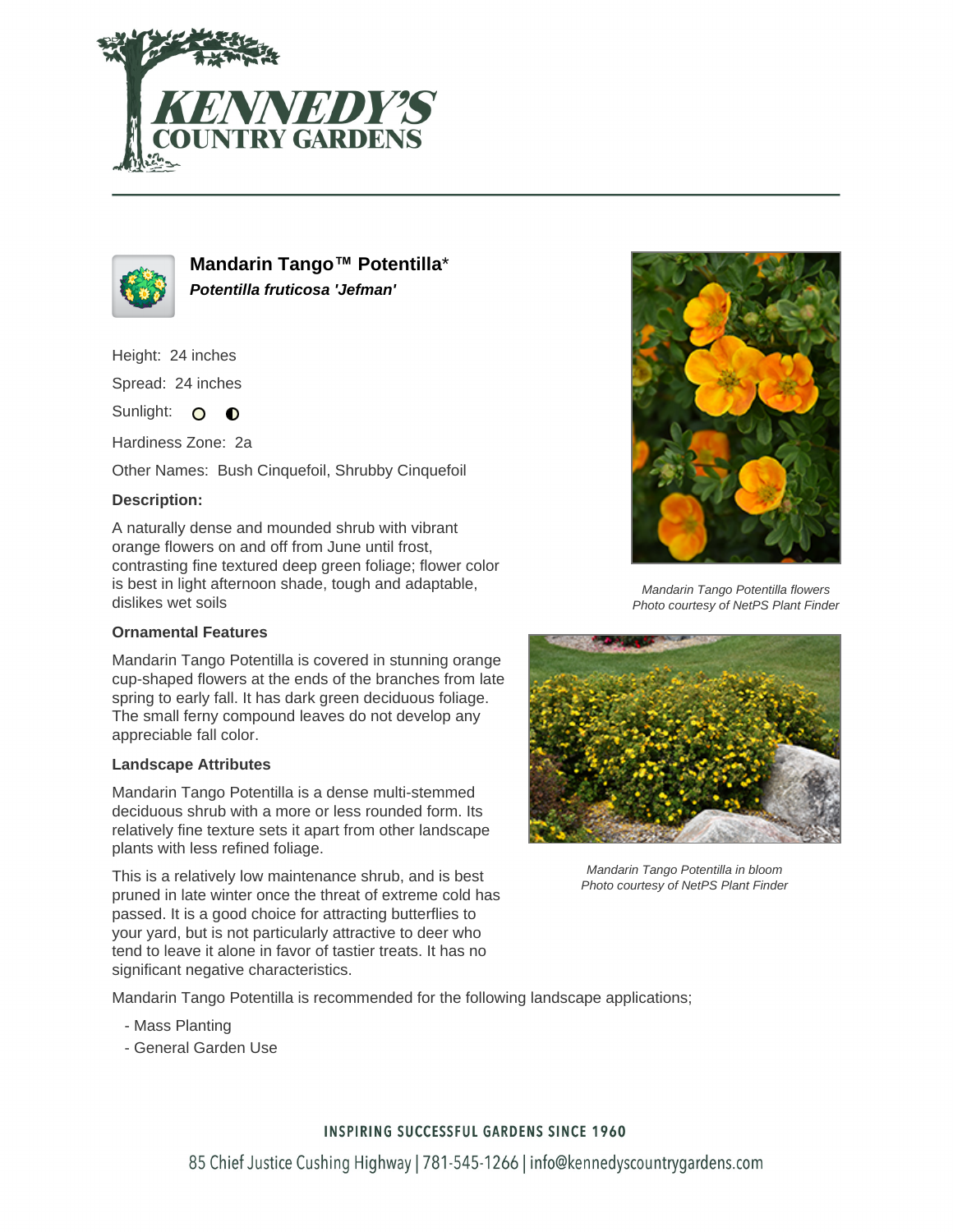# Mandarin Tango™ Potentilla*

***Potentilla fruticosa 'Jefman'***

Height: 24 inches

Spread: 24 inches

Sunlight:

Hardiness Zone: 2a

Other Names: Bush Cinquefoil, Shrubby Cinquefoil

**Description:**

A naturally dense and mounded shrub with vibrant orange flowers on and off from June until frost, contrasting fine textured deep green foliage; flower color is best in light afternoon shade, tough and adaptable, dislikes wet soils

### Ornamental Features

Mandarin Tango Potentilla is covered in stunning orange cup-shaped flowers at the ends of the branches from late spring to early fall. It has dark green deciduous foliage. The small ferny compound leaves do not develop any appreciable fall color.

### Landscape Attributes

Mandarin Tango Potentilla is a dense multi-stemmed deciduous shrub with a more or less rounded form. Its relatively fine texture sets it apart from other landscape plants with less refined foliage.

This is a relatively low maintenance shrub, and is best pruned in late winter once the threat of extreme cold has passed. It is a good choice for attracting butterflies to your yard, but is not particularly attractive to deer who tend to leave it alone in favor of tastier treats. It has no significant negative characteristics.

Mandarin Tango Potentilla is recommended for the following landscape applications;

- Mass Planting
- General Garden Use

*Mandarin Tango Potentilla flowers*
*Photo courtesy of NetPS Plant Finder*

*Mandarin Tango Potentilla in bloom*
*Photo courtesy of NetPS Plant Finder*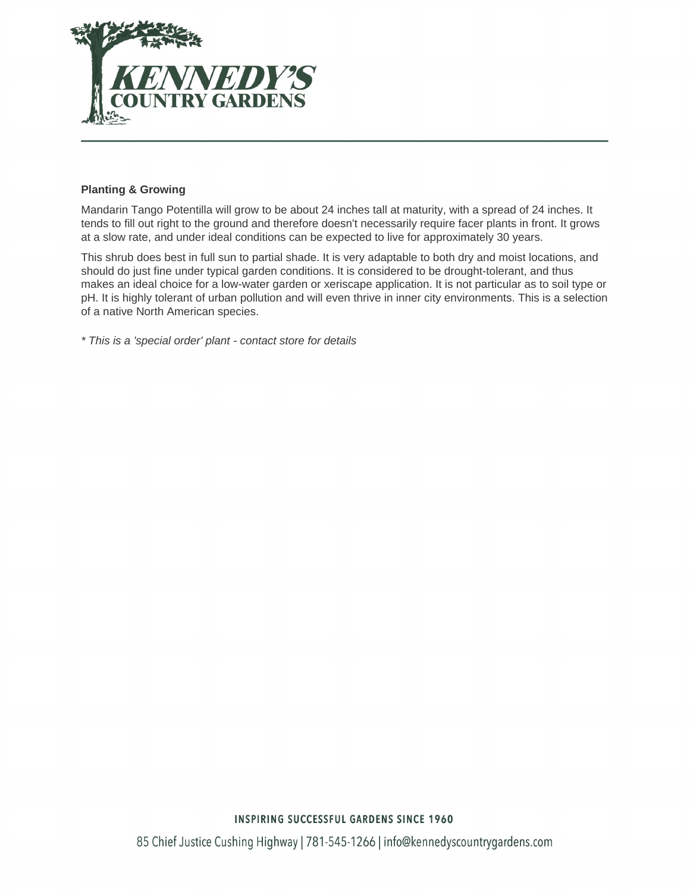**Planting & Growing**

Mandarin Tango Potentilla will grow to be about 24 inches tall at maturity, with a spread of 24 inches. It tends to fill out right to the ground and therefore doesn't necessarily require facer plants in front. It grows at a slow rate, and under ideal conditions can be expected to live for approximately 30 years.

This shrub does best in full sun to partial shade. It is very adaptable to both dry and moist locations, and should do just fine under typical garden conditions. It is considered to be drought-tolerant, and thus makes an ideal choice for a low-water garden or xeriscape application. It is not particular as to soil type or pH. It is highly tolerant of urban pollution and will even thrive in inner city environments. This is a selection of a native North American species.

*\* This is a 'special order' plant - contact store for details*